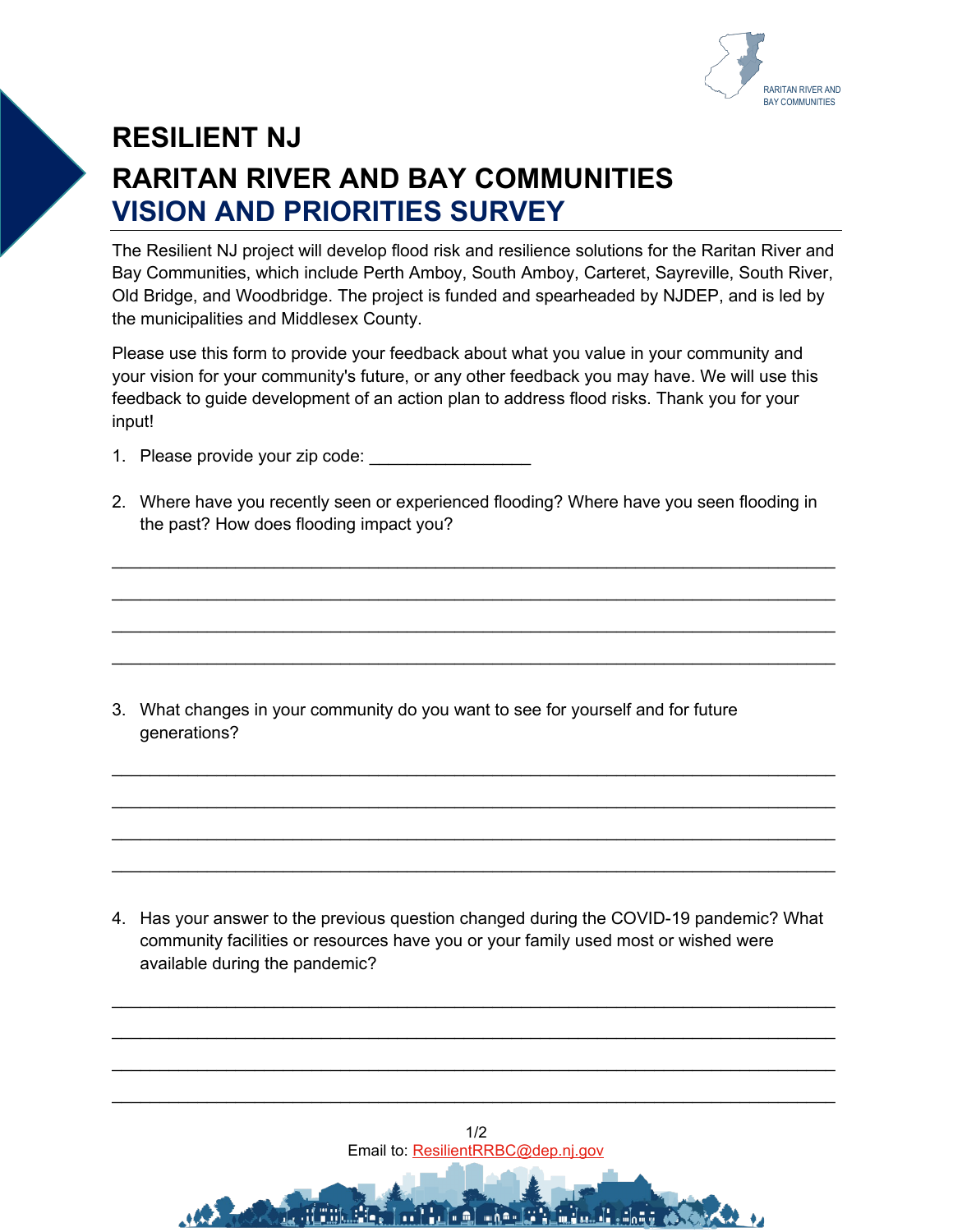# RESILIENT NJ

## RARITAN RIVER AND BAY COMMUNITIES
## VISION AND PRIORITIES SURVEY

The Resilient NJ project will develop flood risk and resilience solutions for the Raritan River and Bay Communities, which include Perth Amboy, South Amboy, Carteret, Sayreville, South River, Old Bridge, and Woodbridge. The project is funded and spearheaded by NJDEP, and is led by the municipalities and Middlesex County.

Please use this form to provide your feedback about what you value in your community and your vision for your community's future, or any other feedback you may have. We will use this feedback to guide development of an action plan to address flood risks. Thank you for your input!

1. Please provide your zip code: _________________

2. Where have you recently seen or experienced flooding? Where have you seen flooding in the past? How does flooding impact you?

_______________________________________________________________________________

_______________________________________________________________________________

_______________________________________________________________________________

_______________________________________________________________________________

3. What changes in your community do you want to see for yourself and for future generations?

_______________________________________________________________________________

_______________________________________________________________________________

_______________________________________________________________________________

_______________________________________________________________________________

4. Has your answer to the previous question changed during the COVID-19 pandemic? What community facilities or resources have you or your family used most or wished were available during the pandemic?

_______________________________________________________________________________

_______________________________________________________________________________

_______________________________________________________________________________

_______________________________________________________________________________

Email to: ResilientRRBC@dep.nj.gov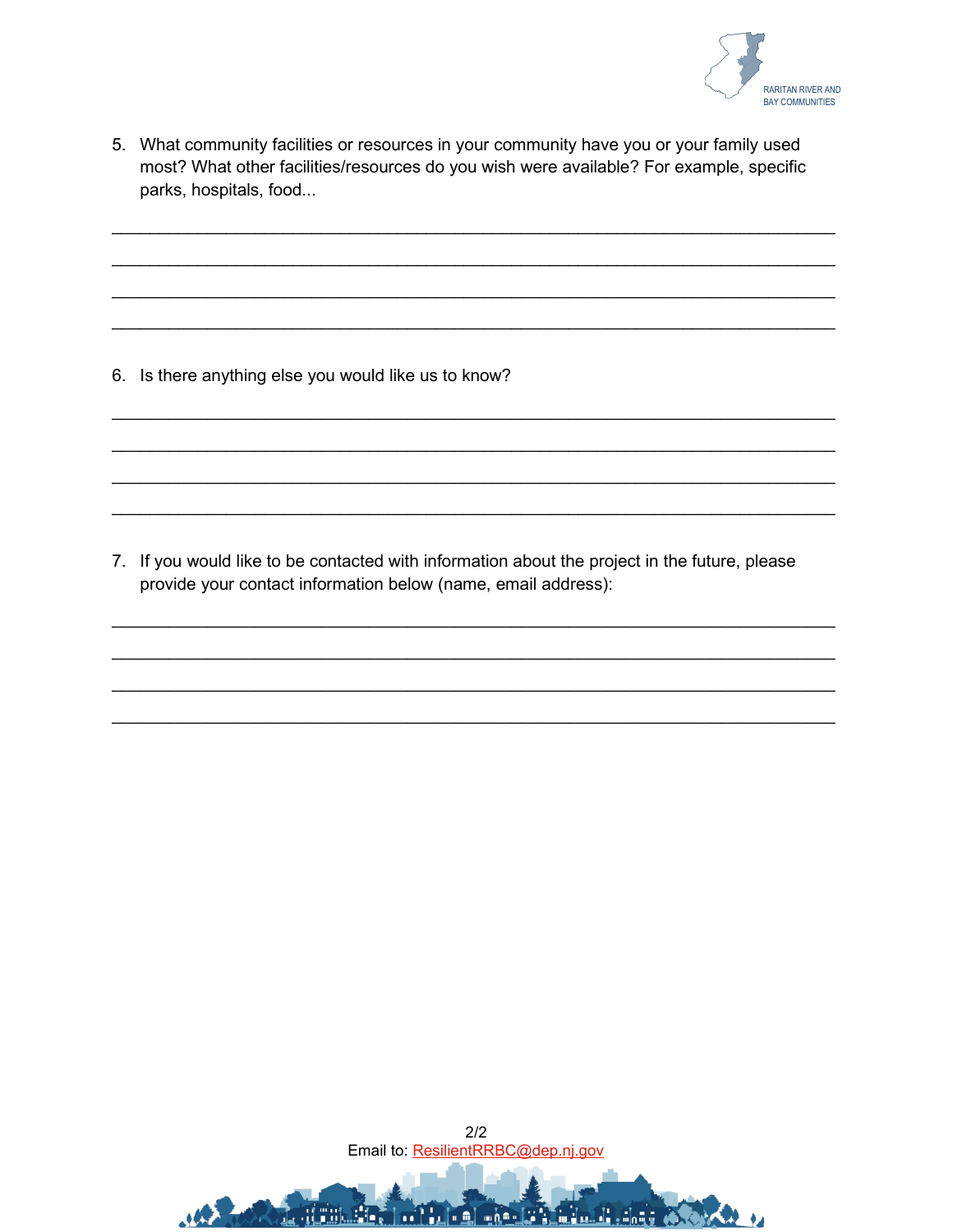5. What community facilities or resources in your community have you or your family used most? What other facilities/resources do you wish were available? For example, specific parks, hospitals, food...

_______________________________________________________________________________

_______________________________________________________________________________

_______________________________________________________________________________

_______________________________________________________________________________

6. Is there anything else you would like us to know?

_______________________________________________________________________________

_______________________________________________________________________________

_______________________________________________________________________________

_______________________________________________________________________________

7. If you would like to be contacted with information about the project in the future, please provide your contact information below (name, email address):

_______________________________________________________________________________

_______________________________________________________________________________

_______________________________________________________________________________

_______________________________________________________________________________

Email to: ResilientRRBC@dep.nj.gov